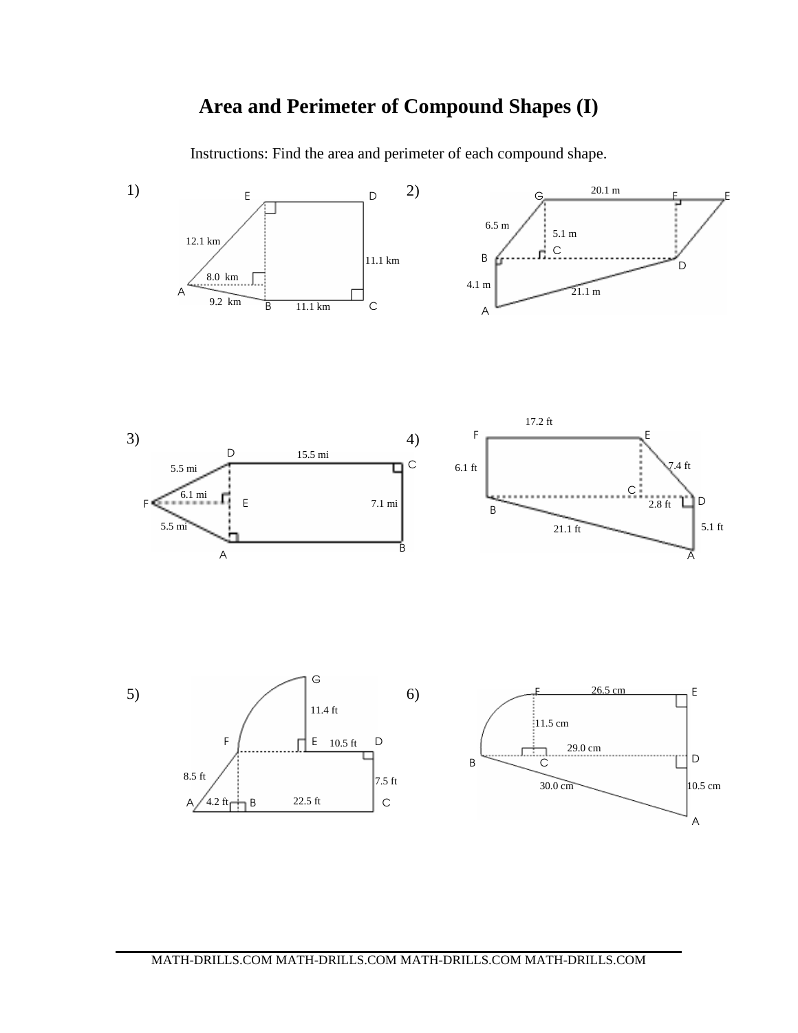# Area and Perimeter of Compound Shapes (I)

Instructions: Find the area and perimeter of each compound shape.

1)

E D

12.1 km

11.1 km

8.0 km

A

9.2 km B 11.1 km C

2)

G 20.1 m F E

6.5 m

5.1 m

C

B

D

4.1 m

21.1 m

A

3)

D 15.5 mi C

5.5 mi

6.1 mi

F E 7.1 mi

5.5 mi

A B

4)

17.2 ft

F E

6.1 ft 7.4 ft

C

D

B 2.8 ft

21.1 ft 5.1 ft

A

5)

G

11.4 ft

F E 10.5 ft D

8.5 ft 7.5 ft

A 4.2 ft B 22.5 ft C

6)

F 26.5 cm E

11.5 cm

29.0 cm

B C D

30.0 cm 10.5 cm

A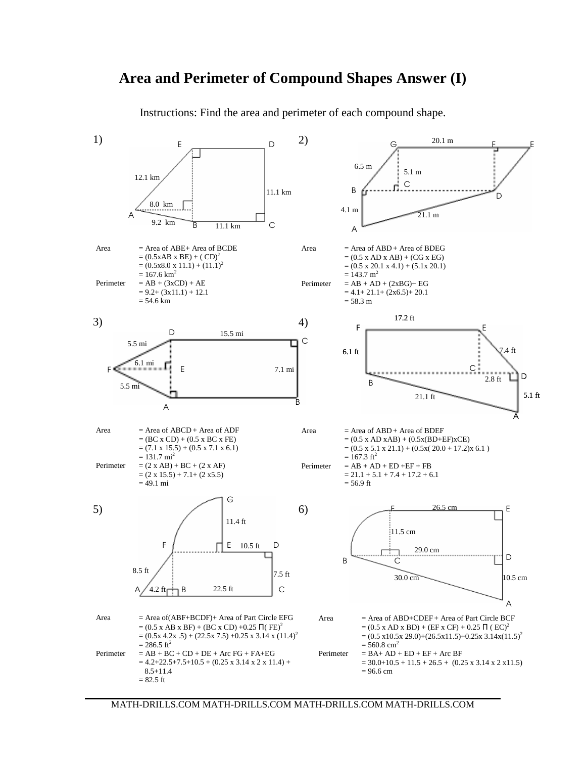# Area and Perimeter of Compound Shapes Answer (I)

Instructions: Find the area and perimeter of each compound shape.

1)

E D
12.1 km
11.1 km
8.0 km
A
9.2 km B 11.1 km C

Area = Area of ABE+ Area of BCDE
$= (0.5\text{xAB x BE}) + (\text{CD})^2$
$= (0.5\text{x}8.0 \text{ x } 11.1) + (11.1)^2$
$= 167.6 \text{ km}^2$

Perimeter = AB + (3xCD) + AE
= 9.2+ (3x11.1) + 12.1
= 54.6 km

2)

G 20.1 m F E
6.5 m
5.1 m
C
B D
4.1 m
21.1 m
A

Area = Area of ABD + Area of BDEG
= (0.5 x AD x AB) + (CG x EG)
= (0.5 x 20.1 x 4.1) + (5.1x 20.1)
$= 143.7 \text{ m}^2$

Perimeter = AB + AD + (2xBG)+ EG
= 4.1+ 21.1+ (2x6.5)+ 20.1
= 58.3 m

3)

D 15.5 mi C
5.5 mi
6.1 mi
F E 7.1 mi
5.5 mi
B
A

Area = Area of ABCD + Area of ADF
= (BC x CD) + (0.5 x BC x FE)
= (7.1 x 15.5) + (0.5 x 7.1 x 6.1)
$= 131.7 \text{ mi}^2$

Perimeter = (2 x AB) + BC + (2 x AF)
= (2 x 15.5) + 7.1+ (2 x5.5)
= 49.1 mi

4)

17.2 ft
F E
6.1 ft 7.4 ft
C
B 2.8 ft D
21.1 ft 5.1 ft
A

Area = Area of ABD + Area of BDEF
= (0.5 x AD xAB) + (0.5x(BD+EF)xCE)
= (0.5 x 5.1 x 21.1) + (0.5x( 20.0 + 17.2)x 6.1 )
$= 167.3 \text{ ft}^2$

Perimeter = AB + AD + ED +EF + FB
= 21.1 + 5.1 + 7.4 + 17.2 + 6.1
= 56.9 ft

5)

G
11.4 ft
F E 10.5 ft D
8.5 ft 7.5 ft
A 4.2 ft B 22.5 ft C

Area = Area of(ABF+BCDF)+ Area of Part Circle EFG
$= (0.5 \text{ x AB x BF}) + (\text{BC x CD}) + 0.25\ \Pi(\text{ FE})^2$
$= (0.5\text{x } 4.2\text{x } .5) + (22.5\text{x } 7.5) + 0.25 \text{ x } 3.14 \text{ x } (11.4)^2$
$= 286.5 \text{ ft}^2$

Perimeter = AB + BC + CD + DE + Arc FG + FA+EG
= 4.2+22.5+7.5+10.5 + (0.25 x 3.14 x 2 x 11.4) + 8.5+11.4
= 82.5 ft

6)

F 26.5 cm E
11.5 cm
29.0 cm
B C D
30.0 cm 10.5 cm
A

Area = Area of ABD+CDEF+ Area of Part Circle BCF
$= (0.5 \text{ x AD x BD}) + (\text{EF x CF}) + 0.25\ \Pi\ (\text{ EC})^2$
$= (0.5 \text{ x}10.5\text{x } 29.0)+(26.5\text{x}11.5)+0.25\text{x } 3.14\text{x}(11.5)^2$
$= 560.8 \text{ cm}^2$

Perimeter = BA+ AD + ED + EF + Arc BF
= 30.0+10.5 + 11.5 + 26.5 + (0.25 x 3.14 x 2 x11.5)
= 96.6 cm